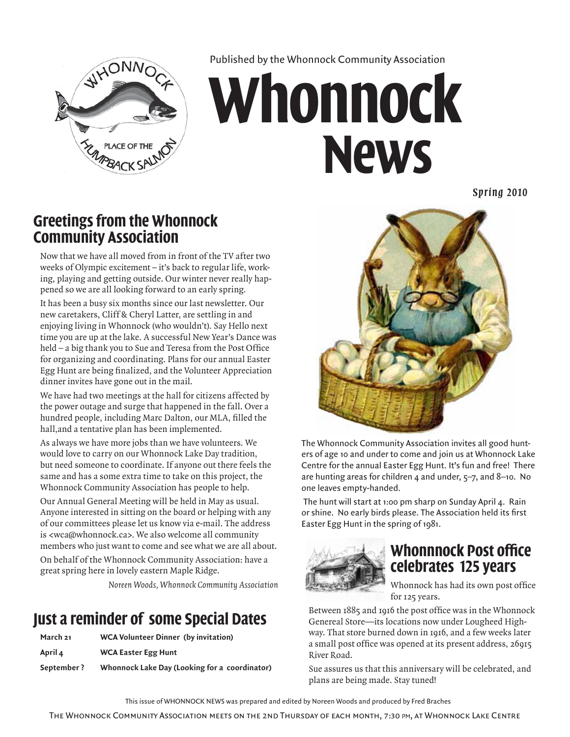Published by the Whonnock Community Association

# Whonnock News

*Spring 2010*

## Greetings from the Whonnock Community Association

Now that we have all moved from in front of the TV after two weeks of Olympic excitement – it's back to regular life, working, playing and getting outside. Our winter never really happened so we are all looking forward to an early spring.

It has been a busy six months since our last newsletter. Our new caretakers, Cliff & Cheryl Latter, are settling in and enjoying living in Whonnock (who wouldn't). Say Hello next time you are up at the lake. A successful New Year's Dance was held – a big thank you to Sue and Teresa from the Post Office for organizing and coordinating. Plans for our annual Easter Egg Hunt are being finalized, and the Volunteer Appreciation dinner invites have gone out in the mail.

We have had two meetings at the hall for citizens affected by the power outage and surge that happened in the fall. Over a hundred people, including Marc Dalton, our MLA, filled the hall,and a tentative plan has been implemented.

As always we have more jobs than we have volunteers. We would love to carry on our Whonnock Lake Day tradition, but need someone to coordinate. If anyone out there feels the same and has a some extra time to take on this project, the Whonnock Community Association has people to help.

Our Annual General Meeting will be held in May as usual. Anyone interested in sitting on the board or helping with any of our committees please let us know via e-mail. The address is <wca@whonnock.ca>. We also welcome all community members who just want to come and see what we are all about.

On behalf of the Whonnock Community Association: have a great spring here in lovely eastern Maple Ridge.

*Noreen Woods, Whonnock Community Association*

## Just a reminder of some Special Dates

| | |
|---|---|
| **March 21** | **WCA Volunteer Dinner (by invitation)** |
| **April 4** | **WCA Easter Egg Hunt** |
| **September ?** | **Whonnock Lake Day (Looking for a coordinator)** |

The Whonnock Community Association invites all good hunters of age 10 and under to come and join us at Whonnock Lake Centre for the annual Easter Egg Hunt. It's fun and free! There are hunting areas for children 4 and under, 5–7, and 8–10. No one leaves empty-handed.

The hunt will start at 1:00 pm sharp on Sunday April 4. Rain or shine. No early birds please. The Association held its first Easter Egg Hunt in the spring of 1981.

## Whonnnock Post office celebrates 125 years

Whonnock has had its own post office for 125 years.

Between 1885 and 1916 the post office was in the Whonnock Genereal Store—its locations now under Lougheed Highway. That store burned down in 1916, and a few weeks later a small post office was opened at its present address, 26915 River Road.

Sue assures us that this anniversary will be celebrated, and plans are being made. Stay tuned!

This issue of WHONNOCK NEWS was prepared and edited by Noreen Woods and produced by Fred Braches

The Whonnock Community Association meets on the 2nd Thursday of each month, 7:30 pm, at Whonnock Lake Centre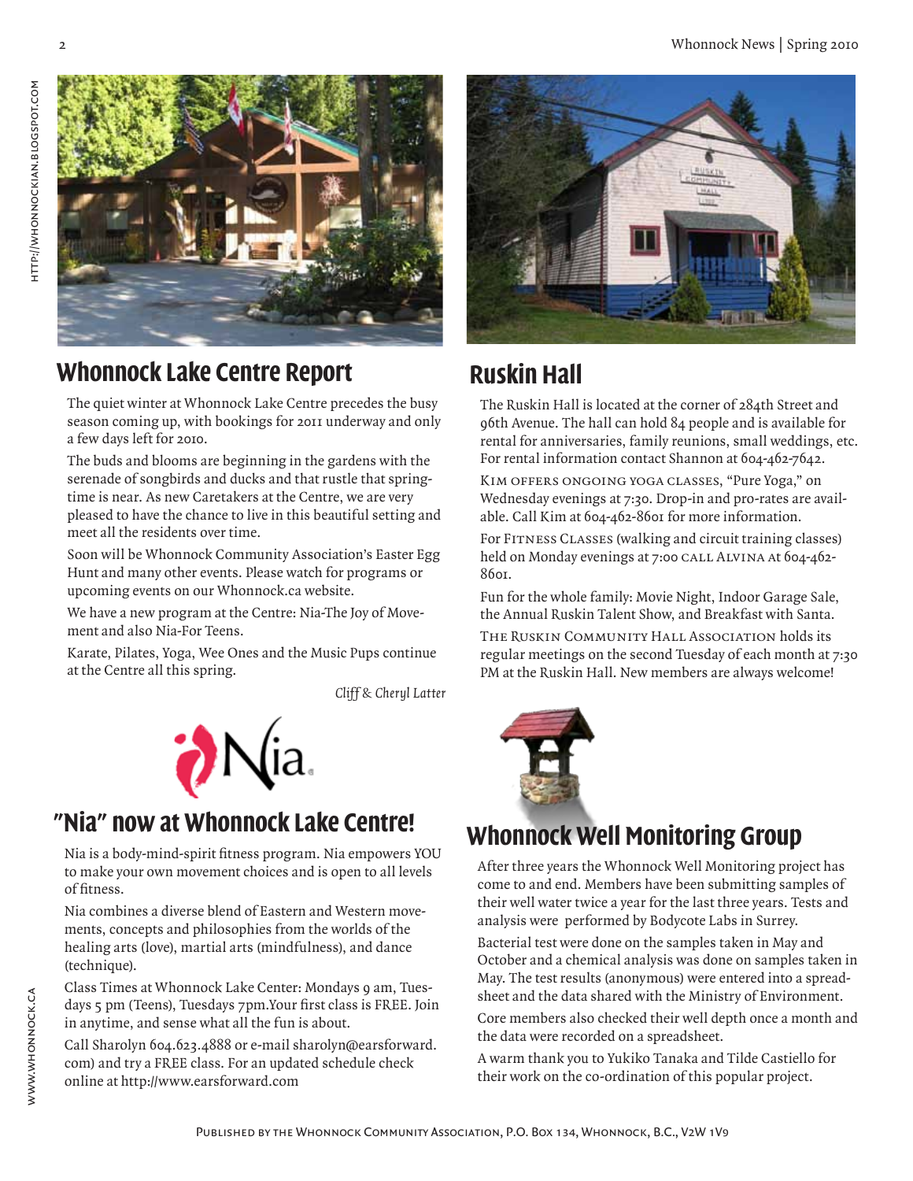## Whonnock Lake Centre Report

The quiet winter at Whonnock Lake Centre precedes the busy season coming up, with bookings for 2011 underway and only a few days left for 2010.

The buds and blooms are beginning in the gardens with the serenade of songbirds and ducks and that rustle that spring-time is near. As new Caretakers at the Centre, we are very pleased to have the chance to live in this beautiful setting and meet all the residents over time.

Soon will be Whonnock Community Association's Easter Egg Hunt and many other events. Please watch for programs or upcoming events on our Whonnock.ca website.

We have a new program at the Centre: Nia-The Joy of Movement and also Nia-For Teens.

Karate, Pilates, Yoga, Wee Ones and the Music Pups continue at the Centre all this spring.

*Cliff & Cheryl Latter*

## "Nia" now at Whonnock Lake Centre!

Nia is a body-mind-spirit fitness program. Nia empowers YOU to make your own movement choices and is open to all levels of fitness.

Nia combines a diverse blend of Eastern and Western movements, concepts and philosophies from the worlds of the healing arts (love), martial arts (mindfulness), and dance (technique).

Class Times at Whonnock Lake Center: Mondays 9 am, Tuesdays 5 pm (Teens), Tuesdays 7pm.Your first class is FREE. Join in anytime, and sense what all the fun is about.

Call Sharolyn 604.623.4888 or e-mail sharolyn@earsforward.com) and try a FREE class. For an updated schedule check online at http://www.earsforward.com

## Ruskin Hall

The Ruskin Hall is located at the corner of 284th Street and 96th Avenue. The hall can hold 84 people and is available for rental for anniversaries, family reunions, small weddings, etc. For rental information contact Shannon at 604-462-7642.

Kim offers ongoing yoga classes, "Pure Yoga," on Wednesday evenings at 7:30. Drop-in and pro-rates are available. Call Kim at 604-462-8601 for more information.

For Fitness Classes (walking and circuit training classes) held on Monday evenings at 7:00 call Alvina at 604-462-8601.

Fun for the whole family: Movie Night, Indoor Garage Sale, the Annual Ruskin Talent Show, and Breakfast with Santa.

The Ruskin Community Hall Association holds its regular meetings on the second Tuesday of each month at 7:30 PM at the Ruskin Hall. New members are always welcome!

## Whonnock Well Monitoring Group

After three years the Whonnock Well Monitoring project has come to and end. Members have been submitting samples of their well water twice a year for the last three years. Tests and analysis were performed by Bodycote Labs in Surrey.

Bacterial test were done on the samples taken in May and October and a chemical analysis was done on samples taken in May. The test results (anonymous) were entered into a spreadsheet and the data shared with the Ministry of Environment.

Core members also checked their well depth once a month and the data were recorded on a spreadsheet.

A warm thank you to Yukiko Tanaka and Tilde Castiello for their work on the co-ordination of this popular project.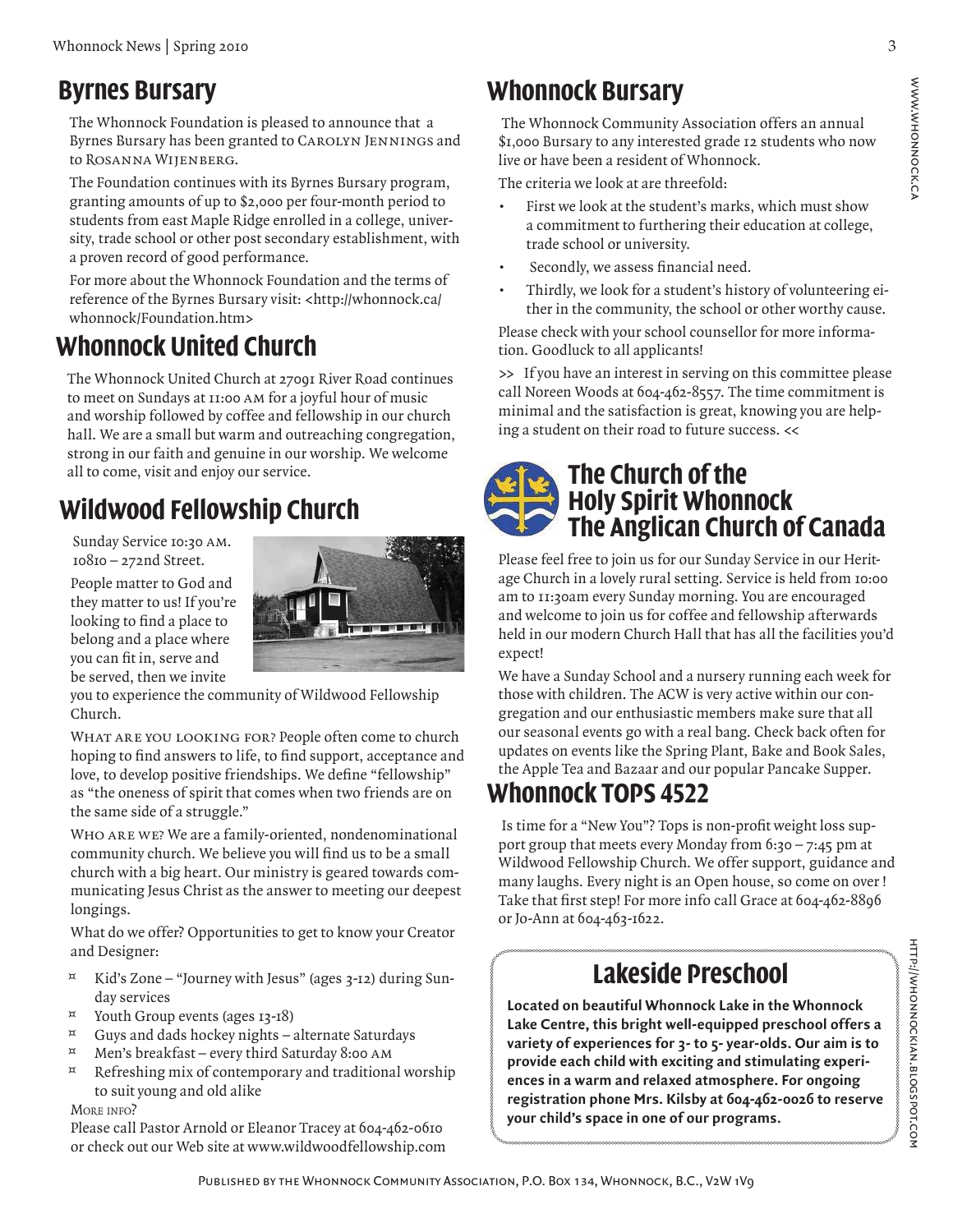## Byrnes Bursary

The Whonnock Foundation is pleased to announce that a Byrnes Bursary has been granted to CAROLYN JENNINGS and to ROSANNA WIJENBERG.

The Foundation continues with its Byrnes Bursary program, granting amounts of up to $2,000 per four-month period to students from east Maple Ridge enrolled in a college, university, trade school or other post secondary establishment, with a proven record of good performance.

For more about the Whonnock Foundation and the terms of reference of the Byrnes Bursary visit: <http://whonnock.ca/whonnock/Foundation.htm>

## Whonnock United Church

The Whonnock United Church at 27091 River Road continues to meet on Sundays at 11:00 AM for a joyful hour of music and worship followed by coffee and fellowship in our church hall. We are a small but warm and outreaching congregation, strong in our faith and genuine in our worship. We welcome all to come, visit and enjoy our service.

## Wildwood Fellowship Church

Sunday Service 10:30 AM.
10810 – 272nd Street.

People matter to God and they matter to us! If you're looking to find a place to belong and a place where you can fit in, serve and be served, then we invite you to experience the community of Wildwood Fellowship Church.

WHAT ARE YOU LOOKING FOR? People often come to church hoping to find answers to life, to find support, acceptance and love, to develop positive friendships. We define "fellowship" as "the oneness of spirit that comes when two friends are on the same side of a struggle."

WHO ARE WE? We are a family-oriented, nondenominational community church. We believe you will find us to be a small church with a big heart. Our ministry is geared towards communicating Jesus Christ as the answer to meeting our deepest longings.

What do we offer? Opportunities to get to know your Creator and Designer:

- Kid's Zone – "Journey with Jesus" (ages 3-12) during Sunday services
- Youth Group events (ages 13-18)
- Guys and dads hockey nights – alternate Saturdays
- Men's breakfast – every third Saturday 8:00 AM
- Refreshing mix of contemporary and traditional worship to suit young and old alike

MORE INFO?

Please call Pastor Arnold or Eleanor Tracey at 604-462-0610 or check out our Web site at www.wildwoodfellowship.com

## Whonnock Bursary

The Whonnock Community Association offers an annual $1,000 Bursary to any interested grade 12 students who now live or have been a resident of Whonnock.

The criteria we look at are threefold:

- First we look at the student's marks, which must show a commitment to furthering their education at college, trade school or university.
- Secondly, we assess financial need.
- Thirdly, we look for a student's history of volunteering either in the community, the school or other worthy cause.

Please check with your school counsellor for more information. Goodluck to all applicants!

>> If you have an interest in serving on this committee please call Noreen Woods at 604-462-8557. The time commitment is minimal and the satisfaction is great, knowing you are helping a student on their road to future success. <<

## The Church of the Holy Spirit Whonnock The Anglican Church of Canada

Please feel free to join us for our Sunday Service in our Heritage Church in a lovely rural setting. Service is held from 10:00 am to 11:30am every Sunday morning. You are encouraged and welcome to join us for coffee and fellowship afterwards held in our modern Church Hall that has all the facilities you'd expect!

We have a Sunday School and a nursery running each week for those with children. The ACW is very active within our congregation and our enthusiastic members make sure that all our seasonal events go with a real bang. Check back often for updates on events like the Spring Plant, Bake and Book Sales, the Apple Tea and Bazaar and our popular Pancake Supper.

## Whonnock TOPS 4522

Is time for a "New You"? Tops is non-profit weight loss support group that meets every Monday from 6:30 – 7:45 pm at Wildwood Fellowship Church. We offer support, guidance and many laughs. Every night is an Open house, so come on over ! Take that first step! For more info call Grace at 604-462-8896 or Jo-Ann at 604-463-1622.

## Lakeside Preschool

**Located on beautiful Whonnock Lake in the Whonnock Lake Centre, this bright well-equipped preschool offers a variety of experiences for 3- to 5- year-olds. Our aim is to provide each child with exciting and stimulating experiences in a warm and relaxed atmosphere. For ongoing registration phone Mrs. Kilsby at 604-462-0026 to reserve your child's space in one of our programs.**

PUBLISHED BY THE WHONNOCK COMMUNITY ASSOCIATION, P.O. BOX 134, WHONNOCK, B.C., V2W 1V9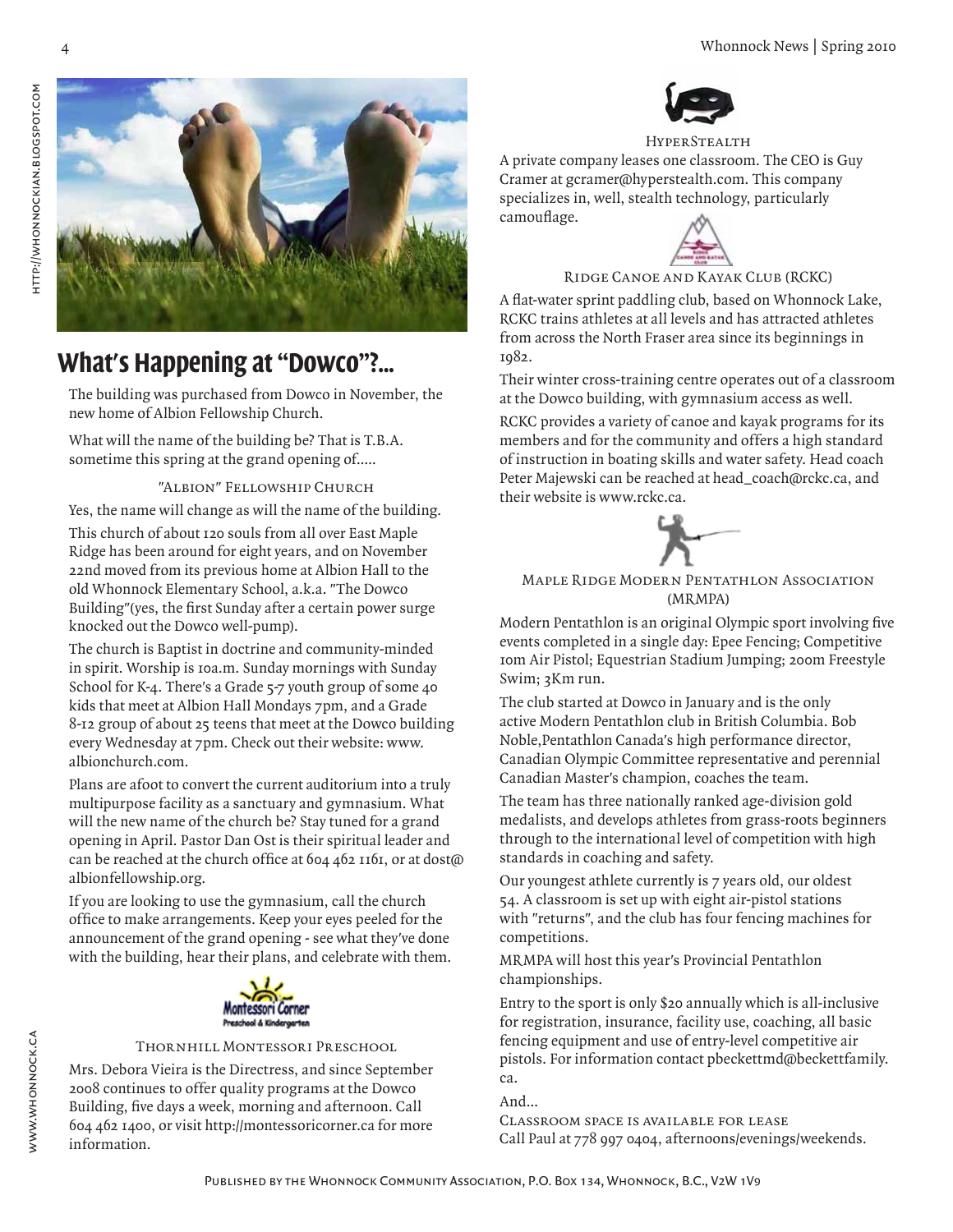## What's Happening at "Dowco"?...

The building was purchased from Dowco in November, the new home of Albion Fellowship Church.

What will the name of the building be? That is T.B.A. sometime this spring at the grand opening of.....

"Albion" Fellowship Church

Yes, the name will change as will the name of the building.

This church of about 120 souls from all over East Maple Ridge has been around for eight years, and on November 22nd moved from its previous home at Albion Hall to the old Whonnock Elementary School, a.k.a. "The Dowco Building"(yes, the first Sunday after a certain power surge knocked out the Dowco well-pump).

The church is Baptist in doctrine and community-minded in spirit. Worship is 10a.m. Sunday mornings with Sunday School for K-4. There's a Grade 5-7 youth group of some 40 kids that meet at Albion Hall Mondays 7pm, and a Grade 8-12 group of about 25 teens that meet at the Dowco building every Wednesday at 7pm. Check out their website: www.albionchurch.com.

Plans are afoot to convert the current auditorium into a truly multipurpose facility as a sanctuary and gymnasium. What will the new name of the church be? Stay tuned for a grand opening in April. Pastor Dan Ost is their spiritual leader and can be reached at the church office at 604 462 1161, or at dost@albionfellowship.org.

If you are looking to use the gymnasium, call the church office to make arrangements. Keep your eyes peeled for the announcement of the grand opening - see what they've done with the building, hear their plans, and celebrate with them.

Thornhill Montessori Preschool

Mrs. Debora Vieira is the Directress, and since September 2008 continues to offer quality programs at the Dowco Building, five days a week, morning and afternoon. Call 604 462 1400, or visit http://montessoricorner.ca for more information.

HyperStealth

A private company leases one classroom. The CEO is Guy Cramer at gcramer@hyperstealth.com. This company specializes in, well, stealth technology, particularly camouflage.

Ridge Canoe and Kayak Club (RCKC)

A flat-water sprint paddling club, based on Whonnock Lake, RCKC trains athletes at all levels and has attracted athletes from across the North Fraser area since its beginnings in 1982.

Their winter cross-training centre operates out of a classroom at the Dowco building, with gymnasium access as well.

RCKC provides a variety of canoe and kayak programs for its members and for the community and offers a high standard of instruction in boating skills and water safety. Head coach Peter Majewski can be reached at head_coach@rckc.ca, and their website is www.rckc.ca.

Maple Ridge Modern Pentathlon Association (MRMPA)

Modern Pentathlon is an original Olympic sport involving five events completed in a single day: Epee Fencing; Competitive 10m Air Pistol; Equestrian Stadium Jumping; 200m Freestyle Swim; 3Km run.

The club started at Dowco in January and is the only active Modern Pentathlon club in British Columbia. Bob Noble,Pentathlon Canada's high performance director, Canadian Olympic Committee representative and perennial Canadian Master's champion, coaches the team.

The team has three nationally ranked age-division gold medalists, and develops athletes from grass-roots beginners through to the international level of competition with high standards in coaching and safety.

Our youngest athlete currently is 7 years old, our oldest 54. A classroom is set up with eight air-pistol stations with "returns", and the club has four fencing machines for competitions.

MRMPA will host this year's Provincial Pentathlon championships.

Entry to the sport is only $20 annually which is all-inclusive for registration, insurance, facility use, coaching, all basic fencing equipment and use of entry-level competitive air pistols. For information contact pbeckettmd@beckettfamily.ca.

And...

Classroom space is available for lease
Call Paul at 778 997 0404, afternoons/evenings/weekends.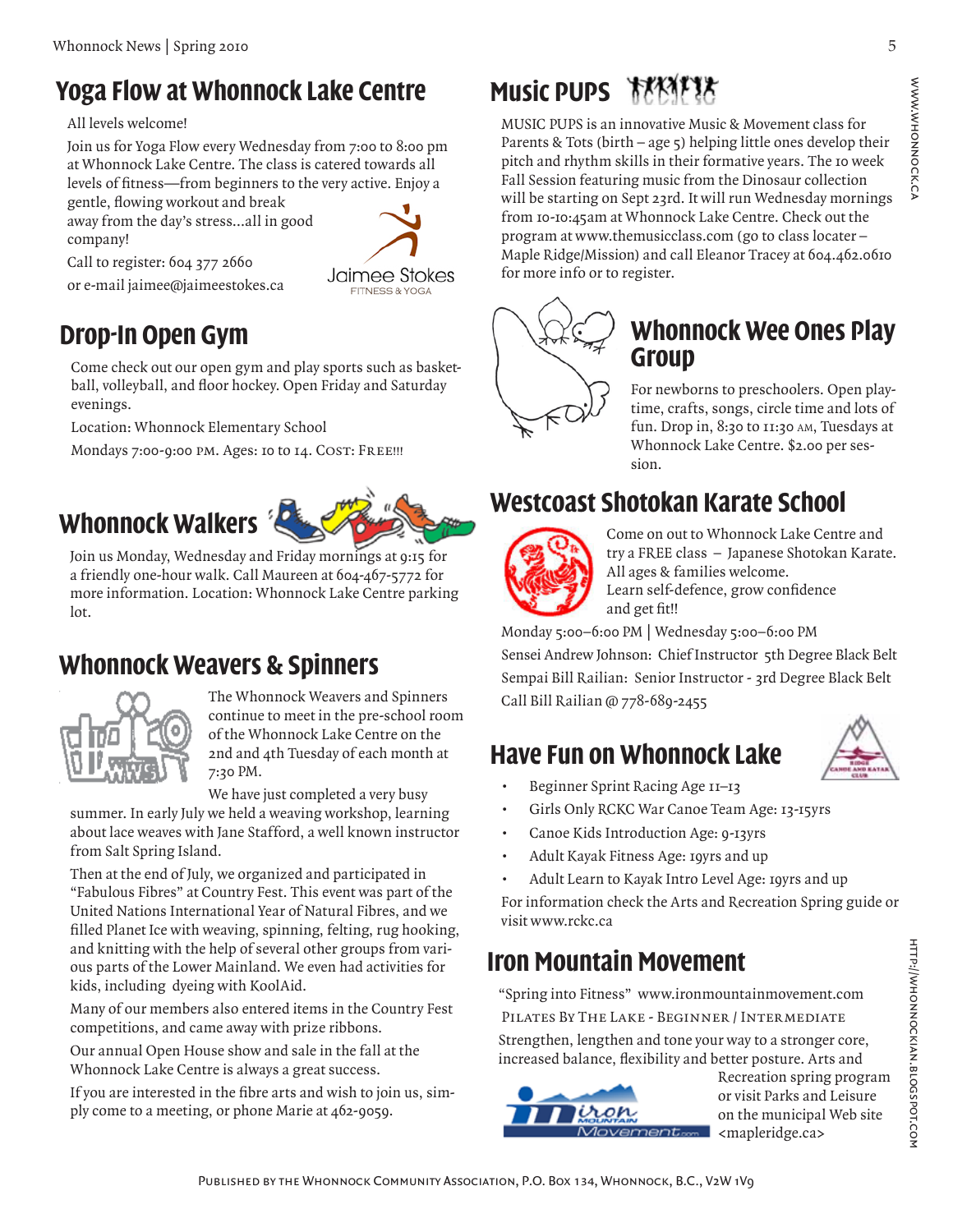## Yoga Flow at Whonnock Lake Centre

All levels welcome!

Join us for Yoga Flow every Wednesday from 7:00 to 8:00 pm at Whonnock Lake Centre. The class is catered towards all levels of fitness—from beginners to the very active. Enjoy a gentle, flowing workout and break away from the day's stress...all in good company!

Call to register: 604 377 2660

or e-mail jaimee@jaimeestokes.ca

Jaimee Stokes
FITNESS & YOGA

## Drop-In Open Gym

Come check out our open gym and play sports such as basketball, volleyball, and floor hockey. Open Friday and Saturday evenings.

Location: Whonnock Elementary School

Mondays 7:00-9:00 PM. Ages: 10 to 14. COST: FREE!!!

## Whonnock Walkers

Join us Monday, Wednesday and Friday mornings at 9:15 for a friendly one-hour walk. Call Maureen at 604-467-5772 for more information. Location: Whonnock Lake Centre parking lot.

## Whonnock Weavers & Spinners

The Whonnock Weavers and Spinners continue to meet in the pre-school room of the Whonnock Lake Centre on the 2nd and 4th Tuesday of each month at 7:30 PM.

We have just completed a very busy summer. In early July we held a weaving workshop, learning about lace weaves with Jane Stafford, a well known instructor from Salt Spring Island.

Then at the end of July, we organized and participated in "Fabulous Fibres" at Country Fest. This event was part of the United Nations International Year of Natural Fibres, and we filled Planet Ice with weaving, spinning, felting, rug hooking, and knitting with the help of several other groups from various parts of the Lower Mainland. We even had activities for kids, including dyeing with KoolAid.

Many of our members also entered items in the Country Fest competitions, and came away with prize ribbons.

Our annual Open House show and sale in the fall at the Whonnock Lake Centre is always a great success.

If you are interested in the fibre arts and wish to join us, simply come to a meeting, or phone Marie at 462-9059.

## Music PUPS

MUSIC PUPS is an innovative Music & Movement class for Parents & Tots (birth – age 5) helping little ones develop their pitch and rhythm skills in their formative years. The 10 week Fall Session featuring music from the Dinosaur collection will be starting on Sept 23rd. It will run Wednesday mornings from 10-10:45am at Whonnock Lake Centre. Check out the program at www.themusicclass.com (go to class locater – Maple Ridge/Mission) and call Eleanor Tracey at 604.462.0610 for more info or to register.

## Whonnock Wee Ones Play Group

For newborns to preschoolers. Open playtime, crafts, songs, circle time and lots of fun. Drop in, 8:30 to 11:30 AM, Tuesdays at Whonnock Lake Centre. $2.00 per session.

## Westcoast Shotokan Karate School

Come on out to Whonnock Lake Centre and try a FREE class – Japanese Shotokan Karate. All ages & families welcome.
Learn self-defence, grow confidence and get fit!!

Monday 5:00–6:00 PM | Wednesday 5:00–6:00 PM

Sensei Andrew Johnson: Chief Instructor 5th Degree Black Belt

Sempai Bill Railian: Senior Instructor - 3rd Degree Black Belt

Call Bill Railian @ 778-689-2455

## Have Fun on Whonnock Lake

- Beginner Sprint Racing Age 11–13
- Girls Only RCKC War Canoe Team Age: 13-15yrs
- Canoe Kids Introduction Age: 9-13yrs
- Adult Kayak Fitness Age: 19yrs and up
- Adult Learn to Kayak Intro Level Age: 19yrs and up

For information check the Arts and Recreation Spring guide or visit www.rckc.ca

## Iron Mountain Movement

"Spring into Fitness" www.ironmountainmovement.com

PILATES BY THE LAKE - BEGINNER / INTERMEDIATE

Strengthen, lengthen and tone your way to a stronger core, increased balance, flexibility and better posture. Arts and Recreation spring program or visit Parks and Leisure on the municipal Web site <mapleridge.ca>

PUBLISHED BY THE WHONNOCK COMMUNITY ASSOCIATION, P.O. BOX 134, WHONNOCK, B.C., V2W 1V9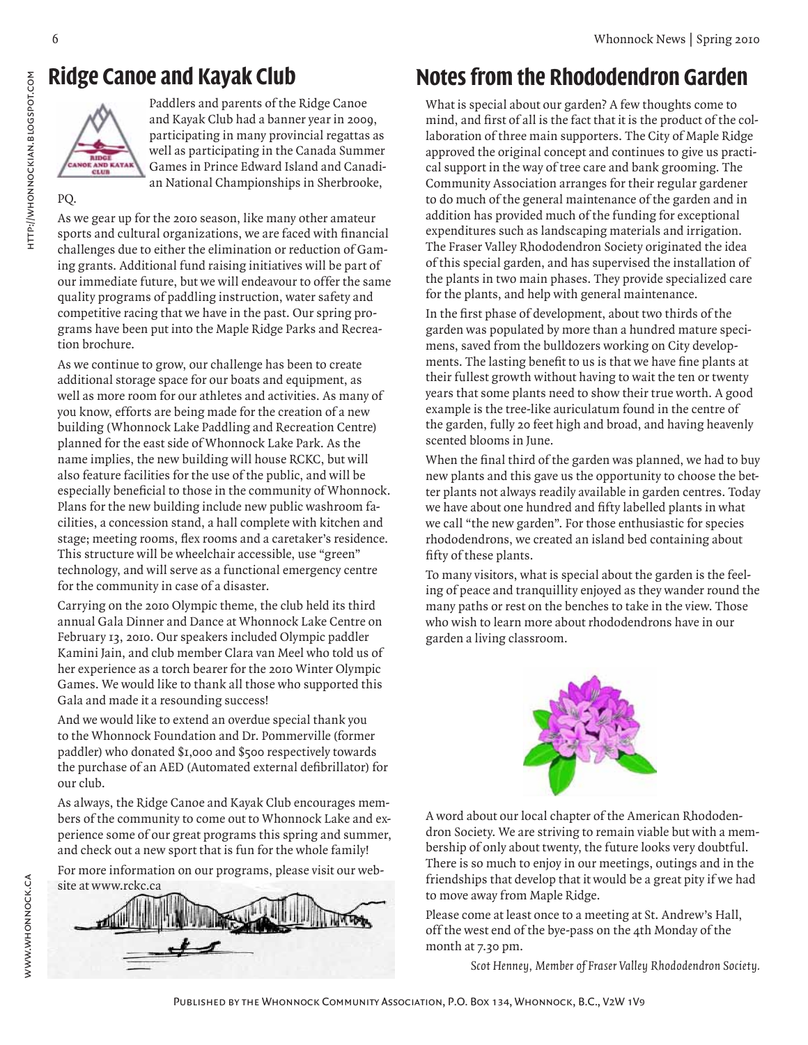## Ridge Canoe and Kayak Club

Paddlers and parents of the Ridge Canoe and Kayak Club had a banner year in 2009, participating in many provincial regattas as well as participating in the Canada Summer Games in Prince Edward Island and Canadian National Championships in Sherbrooke, PQ.

As we gear up for the 2010 season, like many other amateur sports and cultural organizations, we are faced with financial challenges due to either the elimination or reduction of Gaming grants. Additional fund raising initiatives will be part of our immediate future, but we will endeavour to offer the same quality programs of paddling instruction, water safety and competitive racing that we have in the past. Our spring programs have been put into the Maple Ridge Parks and Recreation brochure.

As we continue to grow, our challenge has been to create additional storage space for our boats and equipment, as well as more room for our athletes and activities. As many of you know, efforts are being made for the creation of a new building (Whonnock Lake Paddling and Recreation Centre) planned for the east side of Whonnock Lake Park. As the name implies, the new building will house RCKC, but will also feature facilities for the use of the public, and will be especially beneficial to those in the community of Whonnock. Plans for the new building include new public washroom facilities, a concession stand, a hall complete with kitchen and stage; meeting rooms, flex rooms and a caretaker's residence. This structure will be wheelchair accessible, use "green" technology, and will serve as a functional emergency centre for the community in case of a disaster.

Carrying on the 2010 Olympic theme, the club held its third annual Gala Dinner and Dance at Whonnock Lake Centre on February 13, 2010. Our speakers included Olympic paddler Kamini Jain, and club member Clara van Meel who told us of her experience as a torch bearer for the 2010 Winter Olympic Games. We would like to thank all those who supported this Gala and made it a resounding success!

And we would like to extend an overdue special thank you to the Whonnock Foundation and Dr. Pommerville (former paddler) who donated $1,000 and $500 respectively towards the purchase of an AED (Automated external defibrillator) for our club.

As always, the Ridge Canoe and Kayak Club encourages members of the community to come out to Whonnock Lake and experience some of our great programs this spring and summer, and check out a new sport that is fun for the whole family!

For more information on our programs, please visit our website at www.rckc.ca

## Notes from the Rhododendron Garden

What is special about our garden? A few thoughts come to mind, and first of all is the fact that it is the product of the collaboration of three main supporters. The City of Maple Ridge approved the original concept and continues to give us practical support in the way of tree care and bank grooming. The Community Association arranges for their regular gardener to do much of the general maintenance of the garden and in addition has provided much of the funding for exceptional expenditures such as landscaping materials and irrigation. The Fraser Valley Rhododendron Society originated the idea of this special garden, and has supervised the installation of the plants in two main phases. They provide specialized care for the plants, and help with general maintenance.

In the first phase of development, about two thirds of the garden was populated by more than a hundred mature specimens, saved from the bulldozers working on City developments. The lasting benefit to us is that we have fine plants at their fullest growth without having to wait the ten or twenty years that some plants need to show their true worth. A good example is the tree-like auriculatum found in the centre of the garden, fully 20 feet high and broad, and having heavenly scented blooms in June.

When the final third of the garden was planned, we had to buy new plants and this gave us the opportunity to choose the better plants not always readily available in garden centres. Today we have about one hundred and fifty labelled plants in what we call "the new garden". For those enthusiastic for species rhododendrons, we created an island bed containing about fifty of these plants.

To many visitors, what is special about the garden is the feeling of peace and tranquillity enjoyed as they wander round the many paths or rest on the benches to take in the view. Those who wish to learn more about rhododendrons have in our garden a living classroom.

A word about our local chapter of the American Rhododendron Society. We are striving to remain viable but with a membership of only about twenty, the future looks very doubtful. There is so much to enjoy in our meetings, outings and in the friendships that develop that it would be a great pity if we had to move away from Maple Ridge.

Please come at least once to a meeting at St. Andrew's Hall, off the west end of the bye-pass on the 4th Monday of the month at 7.30 pm.

*Scot Henney, Member of Fraser Valley Rhododendron Society.*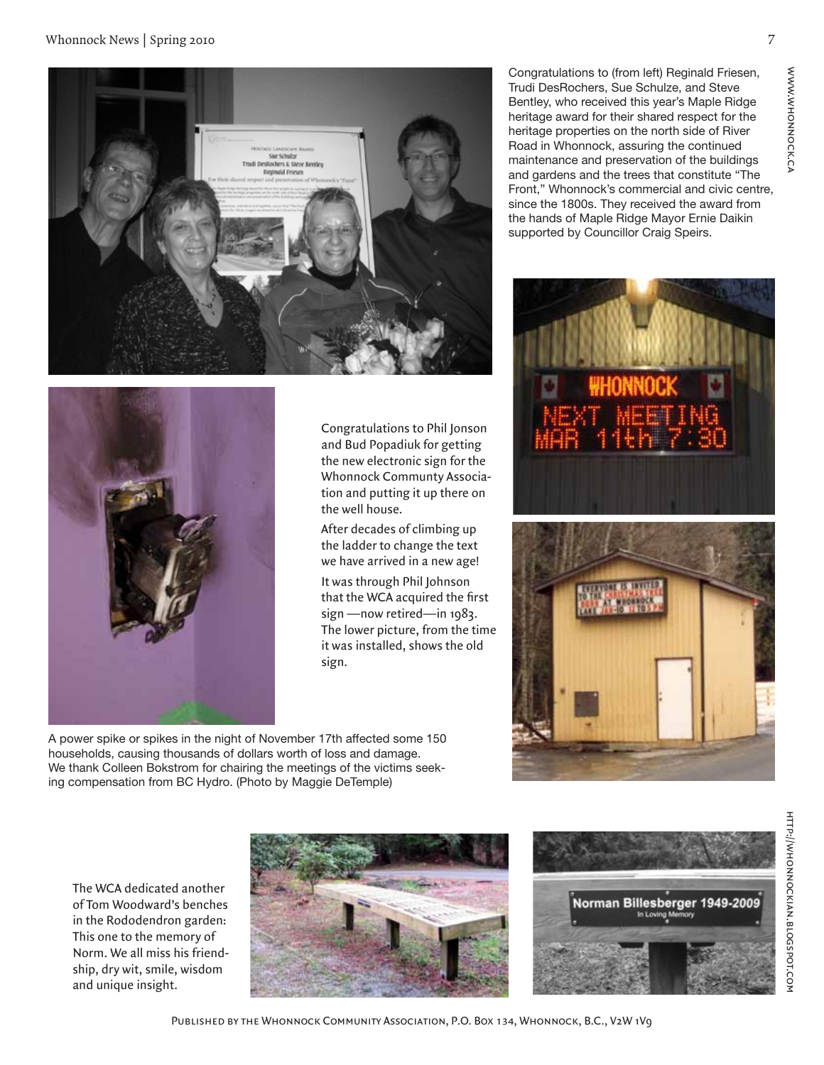Congratulations to (from left) Reginald Friesen, Trudi DesRochers, Sue Schulze, and Steve Bentley, who received this year's Maple Ridge heritage award for their shared respect for the heritage properties on the north side of River Road in Whonnock, assuring the continued maintenance and preservation of the buildings and gardens and the trees that constitute "The Front," Whonnock's commercial and civic centre, since the 1800s. They received the award from the hands of Maple Ridge Mayor Ernie Daikin supported by Councillor Craig Speirs.

Congratulations to Phil Jonson and Bud Popadiuk for getting the new electronic sign for the Whonnock Communty Association and putting it up there on the well house.

After decades of climbing up the ladder to change the text we have arrived in a new age!

It was through Phil Johnson that the WCA acquired the first sign —now retired—in 1983. The lower picture, from the time it was installed, shows the old sign.

A power spike or spikes in the night of November 17th affected some 150 households, causing thousands of dollars worth of loss and damage. We thank Colleen Bokstrom for chairing the meetings of the victims seeking compensation from BC Hydro. (Photo by Maggie DeTemple)

The WCA dedicated another of Tom Woodward's benches in the Rododendron garden: This one to the memory of Norm. We all miss his friendship, dry wit, smile, wisdom and unique insight.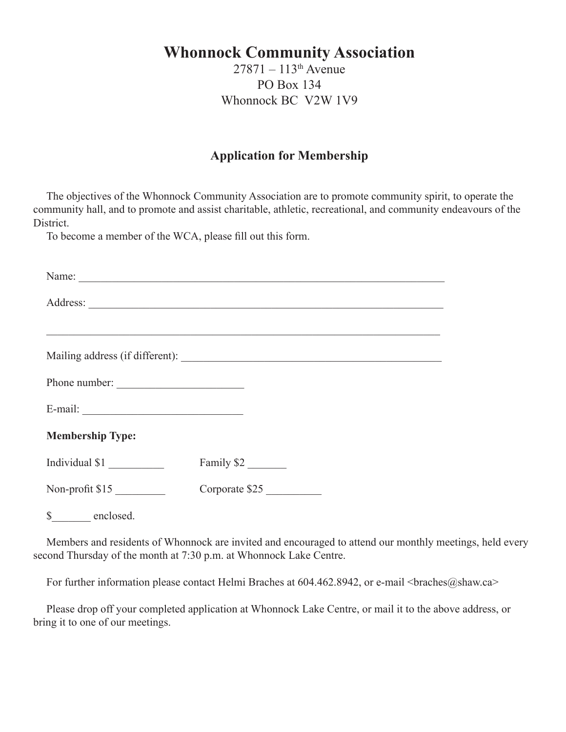# Whonnock Community Association

27871 – 113th Avenue
PO Box 134
Whonnock BC V2W 1V9

## Application for Membership

The objectives of the Whonnock Community Association are to promote community spirit, to operate the community hall, and to promote and assist charitable, athletic, recreational, and community endeavours of the District.

To become a member of the WCA, please fill out this form.

Name: ______________________________________________________________________

Address: ____________________________________________________________________

_________________________________________________________________________

Mailing address (if different): _________________________________________________

Phone number: ______________________

E-mail: ____________________________

**Membership Type:**

Individual $1 __________ Family $2 _______

Non-profit $15 _________ Corporate $25 __________

$_______ enclosed.

Members and residents of Whonnock are invited and encouraged to attend our monthly meetings, held every second Thursday of the month at 7:30 p.m. at Whonnock Lake Centre.

For further information please contact Helmi Braches at 604.462.8942, or e-mail <braches@shaw.ca>

Please drop off your completed application at Whonnock Lake Centre, or mail it to the above address, or bring it to one of our meetings.